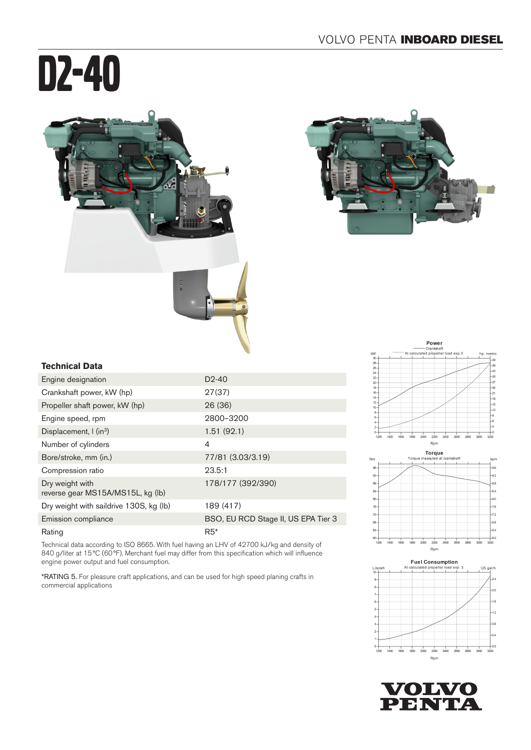# D2-40

### Technical Data

| | |
|---|---|
| Engine designation | D2-40 |
| Crankshaft power, kW (hp) | 27(37) |
| Propeller shaft power, kW (hp) | 26 (36) |
| Engine speed, rpm | 2800–3200 |
| Displacement, l (in³) | 1.51 (92.1) |
| Number of cylinders | 4 |
| Bore/stroke, mm (in.) | 77/81 (3.03/3.19) |
| Compression ratio | 23.5:1 |
| Dry weight with reverse gear MS15A/MS15L, kg (lb) | 178/177 (392/390) |
| Dry weight with saildrive 130S, kg (lb) | 189 (417) |
| Emission compliance | BSO, EU RCD Stage II, US EPA Tier 3 |
| Rating | R5* |

Technical data according to ISO 8665. With fuel having an LHV of 42700 kJ/kg and density of 840 g/liter at 15°C (60°F). Merchant fuel may differ from this specification which will influence engine power output and fuel consumption.

*RATING 5. For pleasure craft applications, and can be used for high speed planing crafts in commercial applications

**Power**
Crankshaft
At calculated propeller load exp.3

**Torque**
Torque measured at crankshaft

**Fuel Consumption**
At calculated propeller load exp. 3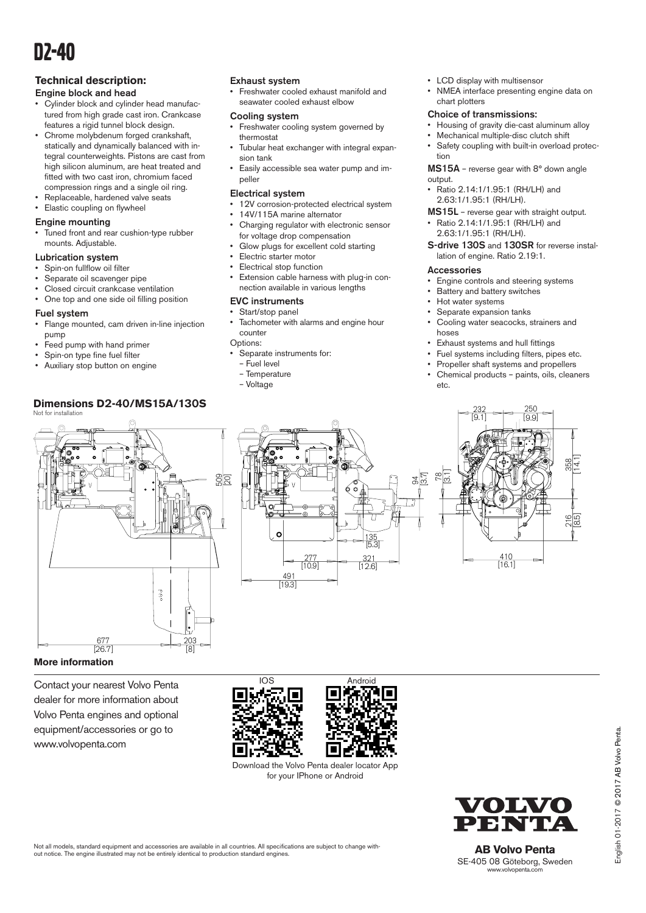# D2-40

## Technical description:

### Engine block and head

- Cylinder block and cylinder head manufactured from high grade cast iron. Crankcase features a rigid tunnel block design.
- Chrome molybdenum forged crankshaft, statically and dynamically balanced with integral counterweights. Pistons are cast from high silicon aluminum, are heat treated and fitted with two cast iron, chromium faced compression rings and a single oil ring.
- Replaceable, hardened valve seats
- Elastic coupling on flywheel

### Engine mounting

- Tuned front and rear cushion-type rubber mounts. Adjustable.

### Lubrication system

- Spin-on fullflow oil filter
- Separate oil scavenger pipe
- Closed circuit crankcase ventilation
- One top and one side oil filling position

### Fuel system

- Flange mounted, cam driven in-line injection pump
- Feed pump with hand primer
- Spin-on type fine fuel filter
- Auxiliary stop button on engine

### Exhaust system

- Freshwater cooled exhaust manifold and seawater cooled exhaust elbow

### Cooling system

- Freshwater cooling system governed by thermostat
- Tubular heat exchanger with integral expansion tank
- Easily accessible sea water pump and impeller

### Electrical system

- 12V corrosion-protected electrical system
- 14V/115A marine alternator
- Charging regulator with electronic sensor for voltage drop compensation
- Glow plugs for excellent cold starting
- Electric starter motor
- Electrical stop function
- Extension cable harness with plug-in connection available in various lengths

### EVC instruments

- Start/stop panel
- Tachometer with alarms and engine hour counter

Options:

- Separate instruments for:
  - Fuel level
  - Temperature
  - Voltage
- LCD display with multisensor
- NMEA interface presenting engine data on chart plotters

### Choice of transmissions:

- Housing of gravity die-cast aluminum alloy
- Mechanical multiple-disc clutch shift
- Safety coupling with built-in overload protection

**MS15A** – reverse gear with 8° down angle output.

- Ratio 2.14:1/1.95:1 (RH/LH) and 2.63:1/1.95:1 (RH/LH).

**MS15L** – reverse gear with straight output.

- Ratio 2.14:1/1.95:1 (RH/LH) and 2.63:1/1.95:1 (RH/LH).

**S-drive 130S** and **130SR** for reverse installation of engine. Ratio 2.19:1.

### Accessories

- Engine controls and steering systems
- Battery and battery switches
- Hot water systems
- Separate expansion tanks
- Cooling water seacocks, strainers and hoses
- Exhaust systems and hull fittings
- Fuel systems including filters, pipes etc.
- Propeller shaft systems and propellers
- Chemical products – paints, oils, cleaners etc.

## Dimensions D2-40/MS15A/130S

Not for installation

509 [20]
677 [26.7]
203 [8]
94 [3.7]
78 [3.1]
135 [5.3]
277 [10.9]
321 [12.6]
491 [19.3]
232 [9.1]
250 [9.9]
358 [14.1]
216 [8.5]
410 [16.1]

## More information

Contact your nearest Volvo Penta dealer for more information about Volvo Penta engines and optional equipment/accessories or go to www.volvopenta.com

IOS    Android

Download the Volvo Penta dealer locator App for your IPhone or Android

Not all models, standard equipment and accessories are available in all countries. All specifications are subject to change without notice. The engine illustrated may not be entirely identical to production standard engines.

VOLVO PENTA

**AB Volvo Penta**
SE-405 08 Göteborg, Sweden
www.volvopenta.com

English 01-2017 © 2017 AB Volvo Penta.